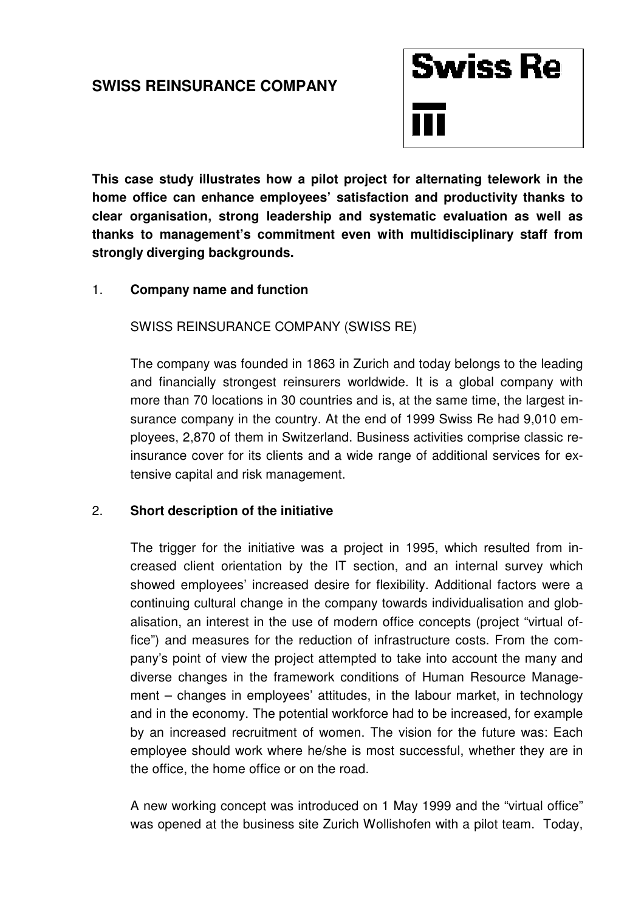# SWISS REINSURANCE COMPANY

Swiss Re

**This case study illustrates how a pilot project for alternating telework in the home office can enhance employees' satisfaction and productivity thanks to clear organisation, strong leadership and systematic evaluation as well as thanks to management's commitment even with multidisciplinary staff from strongly diverging backgrounds.**

## 1. Company name and function

SWISS REINSURANCE COMPANY (SWISS RE)

The company was founded in 1863 in Zurich and today belongs to the leading and financially strongest reinsurers worldwide. It is a global company with more than 70 locations in 30 countries and is, at the same time, the largest insurance company in the country. At the end of 1999 Swiss Re had 9,010 employees, 2,870 of them in Switzerland. Business activities comprise classic reinsurance cover for its clients and a wide range of additional services for extensive capital and risk management.

## 2. Short description of the initiative

The trigger for the initiative was a project in 1995, which resulted from increased client orientation by the IT section, and an internal survey which showed employees' increased desire for flexibility. Additional factors were a continuing cultural change in the company towards individualisation and globalisation, an interest in the use of modern office concepts (project "virtual office") and measures for the reduction of infrastructure costs. From the company's point of view the project attempted to take into account the many and diverse changes in the framework conditions of Human Resource Management – changes in employees' attitudes, in the labour market, in technology and in the economy. The potential workforce had to be increased, for example by an increased recruitment of women. The vision for the future was: Each employee should work where he/she is most successful, whether they are in the office, the home office or on the road.

A new working concept was introduced on 1 May 1999 and the "virtual office" was opened at the business site Zurich Wollishofen with a pilot team. Today,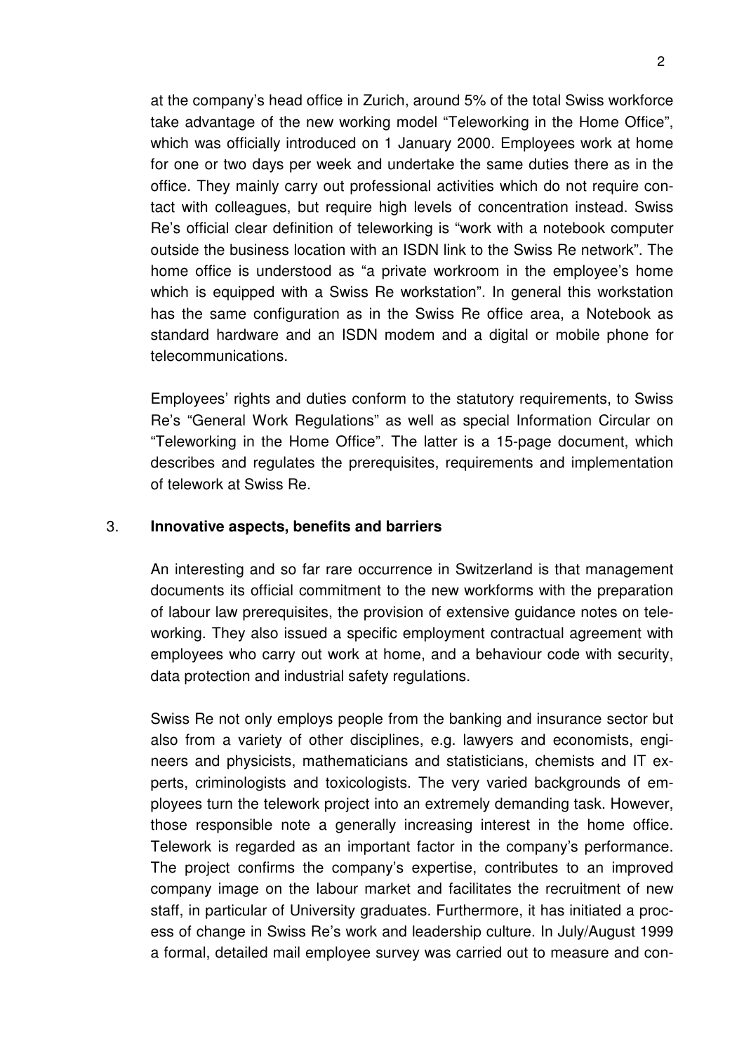at the company's head office in Zurich, around 5% of the total Swiss workforce take advantage of the new working model "Teleworking in the Home Office", which was officially introduced on 1 January 2000. Employees work at home for one or two days per week and undertake the same duties there as in the office. They mainly carry out professional activities which do not require contact with colleagues, but require high levels of concentration instead. Swiss Re's official clear definition of teleworking is "work with a notebook computer outside the business location with an ISDN link to the Swiss Re network". The home office is understood as "a private workroom in the employee's home which is equipped with a Swiss Re workstation". In general this workstation has the same configuration as in the Swiss Re office area, a Notebook as standard hardware and an ISDN modem and a digital or mobile phone for telecommunications.

Employees' rights and duties conform to the statutory requirements, to Swiss Re's "General Work Regulations" as well as special Information Circular on "Teleworking in the Home Office". The latter is a 15-page document, which describes and regulates the prerequisites, requirements and implementation of telework at Swiss Re.

## 3. Innovative aspects, benefits and barriers

An interesting and so far rare occurrence in Switzerland is that management documents its official commitment to the new workforms with the preparation of labour law prerequisites, the provision of extensive guidance notes on teleworking. They also issued a specific employment contractual agreement with employees who carry out work at home, and a behaviour code with security, data protection and industrial safety regulations.

Swiss Re not only employs people from the banking and insurance sector but also from a variety of other disciplines, e.g. lawyers and economists, engineers and physicists, mathematicians and statisticians, chemists and IT experts, criminologists and toxicologists. The very varied backgrounds of employees turn the telework project into an extremely demanding task. However, those responsible note a generally increasing interest in the home office. Telework is regarded as an important factor in the company's performance. The project confirms the company's expertise, contributes to an improved company image on the labour market and facilitates the recruitment of new staff, in particular of University graduates. Furthermore, it has initiated a process of change in Swiss Re's work and leadership culture. In July/August 1999 a formal, detailed mail employee survey was carried out to measure and con-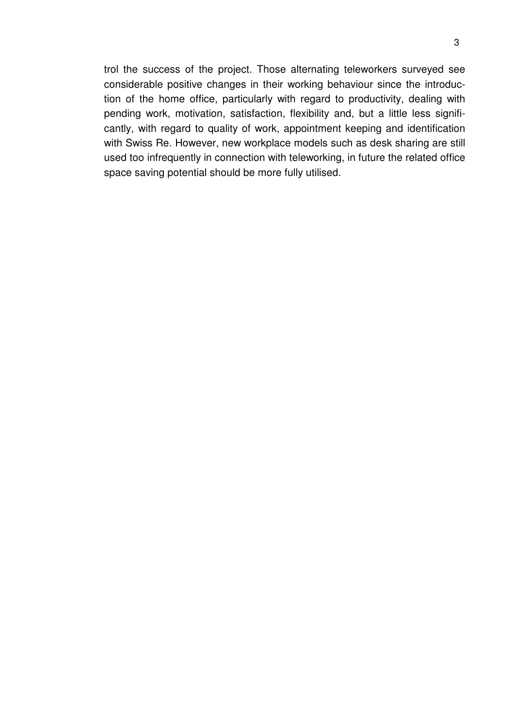trol the success of the project. Those alternating teleworkers surveyed see considerable positive changes in their working behaviour since the introduction of the home office, particularly with regard to productivity, dealing with pending work, motivation, satisfaction, flexibility and, but a little less significantly, with regard to quality of work, appointment keeping and identification with Swiss Re. However, new workplace models such as desk sharing are still used too infrequently in connection with teleworking, in future the related office space saving potential should be more fully utilised.